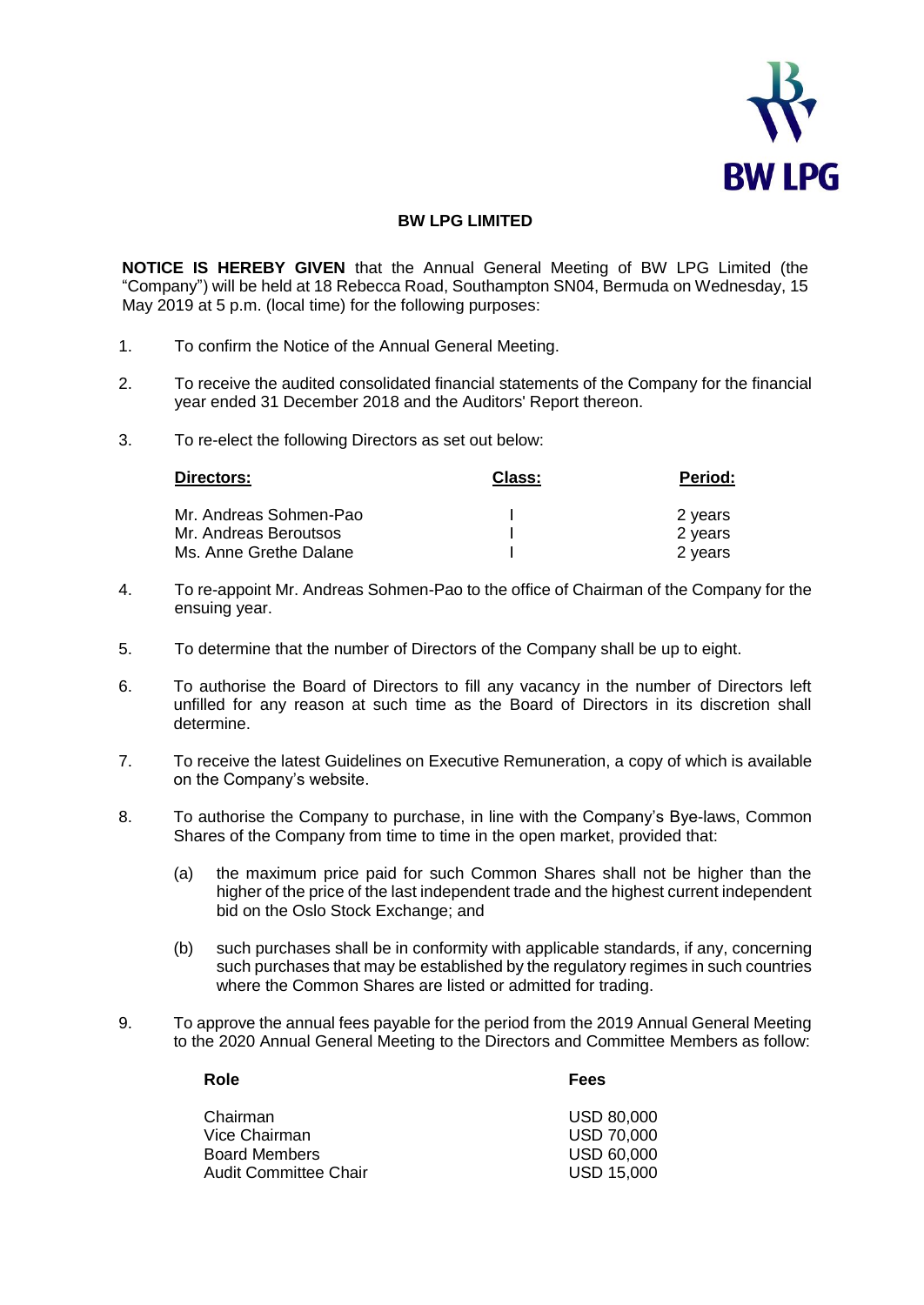# BW LPG LIMITED

**NOTICE IS HEREBY GIVEN** that the Annual General Meeting of BW LPG Limited (the "Company") will be held at 18 Rebecca Road, Southampton SN04, Bermuda on Wednesday, 15 May 2019 at 5 p.m. (local time) for the following purposes:

1. To confirm the Notice of the Annual General Meeting.

2. To receive the audited consolidated financial statements of the Company for the financial year ended 31 December 2018 and the Auditors' Report thereon.

3. To re-elect the following Directors as set out below:

| Directors: | Class: | Period: |
|---|---|---|
| Mr. Andreas Sohmen-Pao | I | 2 years |
| Mr. Andreas Beroutsos | I | 2 years |
| Ms. Anne Grethe Dalane | I | 2 years |

4. To re-appoint Mr. Andreas Sohmen-Pao to the office of Chairman of the Company for the ensuing year.

5. To determine that the number of Directors of the Company shall be up to eight.

6. To authorise the Board of Directors to fill any vacancy in the number of Directors left unfilled for any reason at such time as the Board of Directors in its discretion shall determine.

7. To receive the latest Guidelines on Executive Remuneration, a copy of which is available on the Company's website.

8. To authorise the Company to purchase, in line with the Company's Bye-laws, Common Shares of the Company from time to time in the open market, provided that:

   (a) the maximum price paid for such Common Shares shall not be higher than the higher of the price of the last independent trade and the highest current independent bid on the Oslo Stock Exchange; and

   (b) such purchases shall be in conformity with applicable standards, if any, concerning such purchases that may be established by the regulatory regimes in such countries where the Common Shares are listed or admitted for trading.

9. To approve the annual fees payable for the period from the 2019 Annual General Meeting to the 2020 Annual General Meeting to the Directors and Committee Members as follow:

| Role | Fees |
|---|---|
| Chairman | USD 80,000 |
| Vice Chairman | USD 70,000 |
| Board Members | USD 60,000 |
| Audit Committee Chair | USD 15,000 |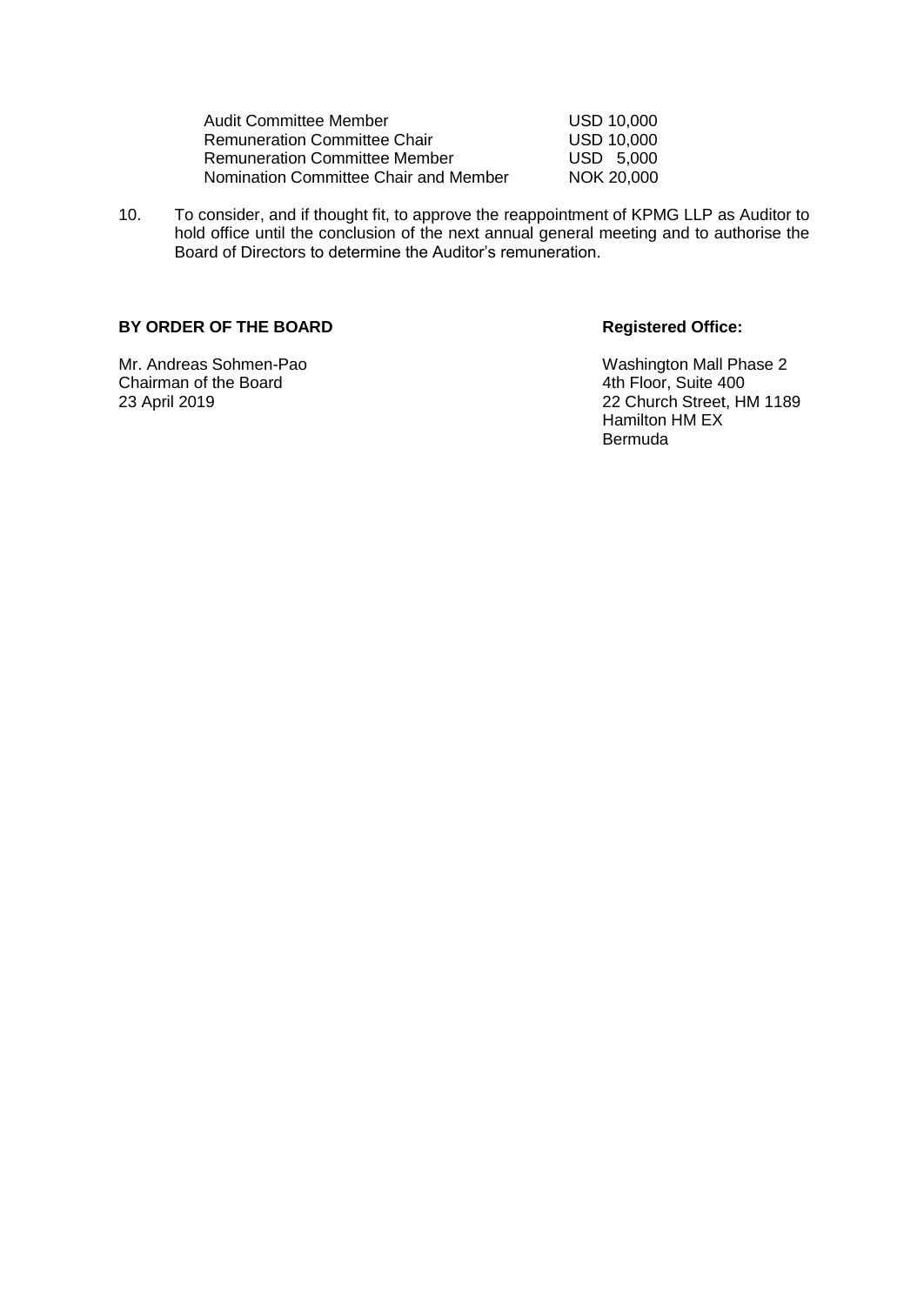| | |
|---|---|
| Audit Committee Member | USD 10,000 |
| Remuneration Committee Chair | USD 10,000 |
| Remuneration Committee Member | USD 5,000 |
| Nomination Committee Chair and Member | NOK 20,000 |

10. To consider, and if thought fit, to approve the reappointment of KPMG LLP as Auditor to hold office until the conclusion of the next annual general meeting and to authorise the Board of Directors to determine the Auditor's remuneration.

**BY ORDER OF THE BOARD**

Mr. Andreas Sohmen-Pao
Chairman of the Board
23 April 2019

**Registered Office:**

Washington Mall Phase 2
4th Floor, Suite 400
22 Church Street, HM 1189
Hamilton HM EX
Bermuda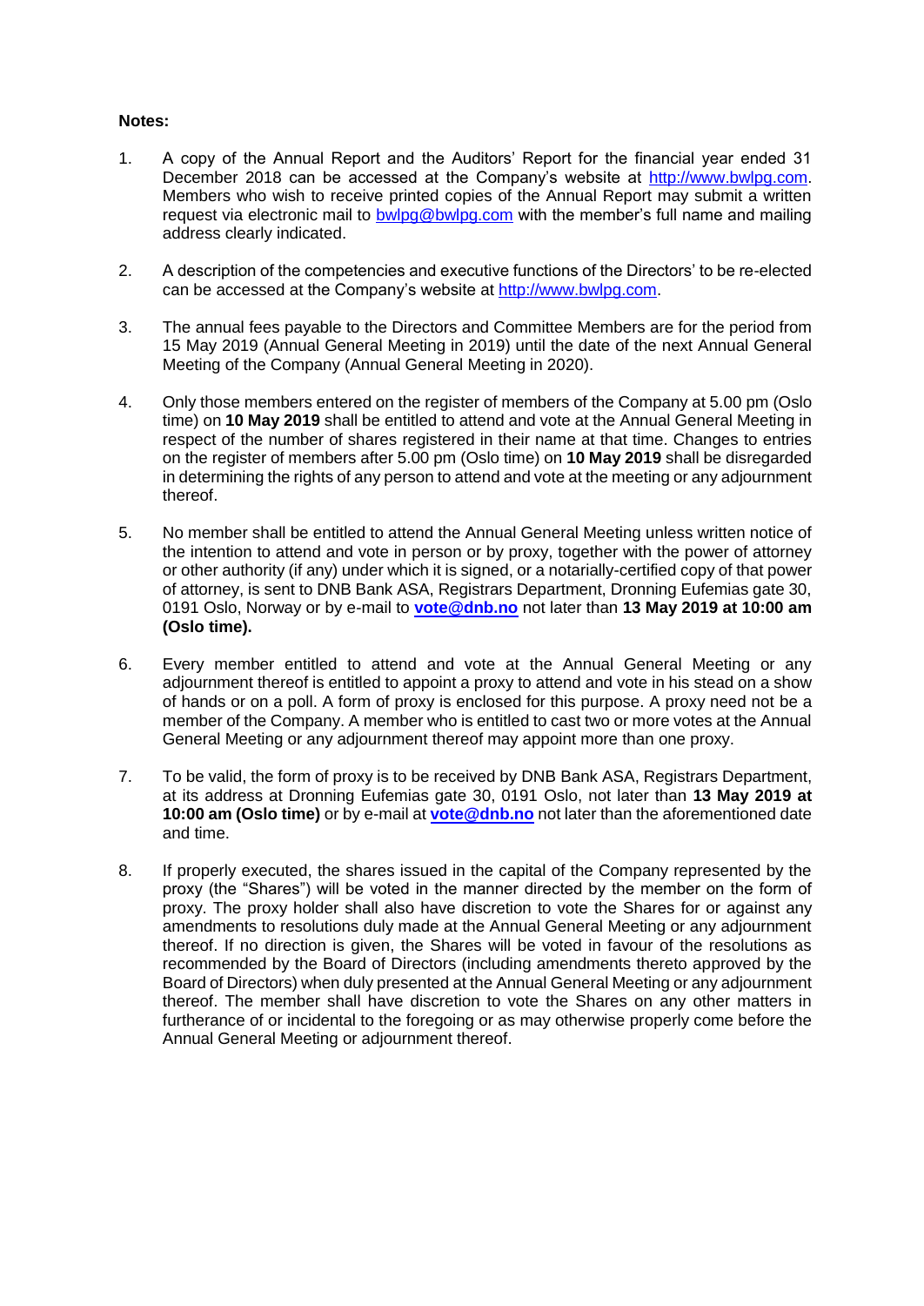**Notes:**

1. A copy of the Annual Report and the Auditors' Report for the financial year ended 31 December 2018 can be accessed at the Company's website at http://www.bwlpg.com. Members who wish to receive printed copies of the Annual Report may submit a written request via electronic mail to bwlpg@bwlpg.com with the member's full name and mailing address clearly indicated.

2. A description of the competencies and executive functions of the Directors' to be re-elected can be accessed at the Company's website at http://www.bwlpg.com.

3. The annual fees payable to the Directors and Committee Members are for the period from 15 May 2019 (Annual General Meeting in 2019) until the date of the next Annual General Meeting of the Company (Annual General Meeting in 2020).

4. Only those members entered on the register of members of the Company at 5.00 pm (Oslo time) on **10 May 2019** shall be entitled to attend and vote at the Annual General Meeting in respect of the number of shares registered in their name at that time. Changes to entries on the register of members after 5.00 pm (Oslo time) on **10 May 2019** shall be disregarded in determining the rights of any person to attend and vote at the meeting or any adjournment thereof.

5. No member shall be entitled to attend the Annual General Meeting unless written notice of the intention to attend and vote in person or by proxy, together with the power of attorney or other authority (if any) under which it is signed, or a notarially-certified copy of that power of attorney, is sent to DNB Bank ASA, Registrars Department, Dronning Eufemias gate 30, 0191 Oslo, Norway or by e-mail to **vote@dnb.no** not later than **13 May 2019 at 10:00 am (Oslo time).**

6. Every member entitled to attend and vote at the Annual General Meeting or any adjournment thereof is entitled to appoint a proxy to attend and vote in his stead on a show of hands or on a poll. A form of proxy is enclosed for this purpose. A proxy need not be a member of the Company. A member who is entitled to cast two or more votes at the Annual General Meeting or any adjournment thereof may appoint more than one proxy.

7. To be valid, the form of proxy is to be received by DNB Bank ASA, Registrars Department, at its address at Dronning Eufemias gate 30, 0191 Oslo, not later than **13 May 2019 at 10:00 am (Oslo time)** or by e-mail at **vote@dnb.no** not later than the aforementioned date and time.

8. If properly executed, the shares issued in the capital of the Company represented by the proxy (the "Shares") will be voted in the manner directed by the member on the form of proxy. The proxy holder shall also have discretion to vote the Shares for or against any amendments to resolutions duly made at the Annual General Meeting or any adjournment thereof. If no direction is given, the Shares will be voted in favour of the resolutions as recommended by the Board of Directors (including amendments thereto approved by the Board of Directors) when duly presented at the Annual General Meeting or any adjournment thereof. The member shall have discretion to vote the Shares on any other matters in furtherance of or incidental to the foregoing or as may otherwise properly come before the Annual General Meeting or adjournment thereof.